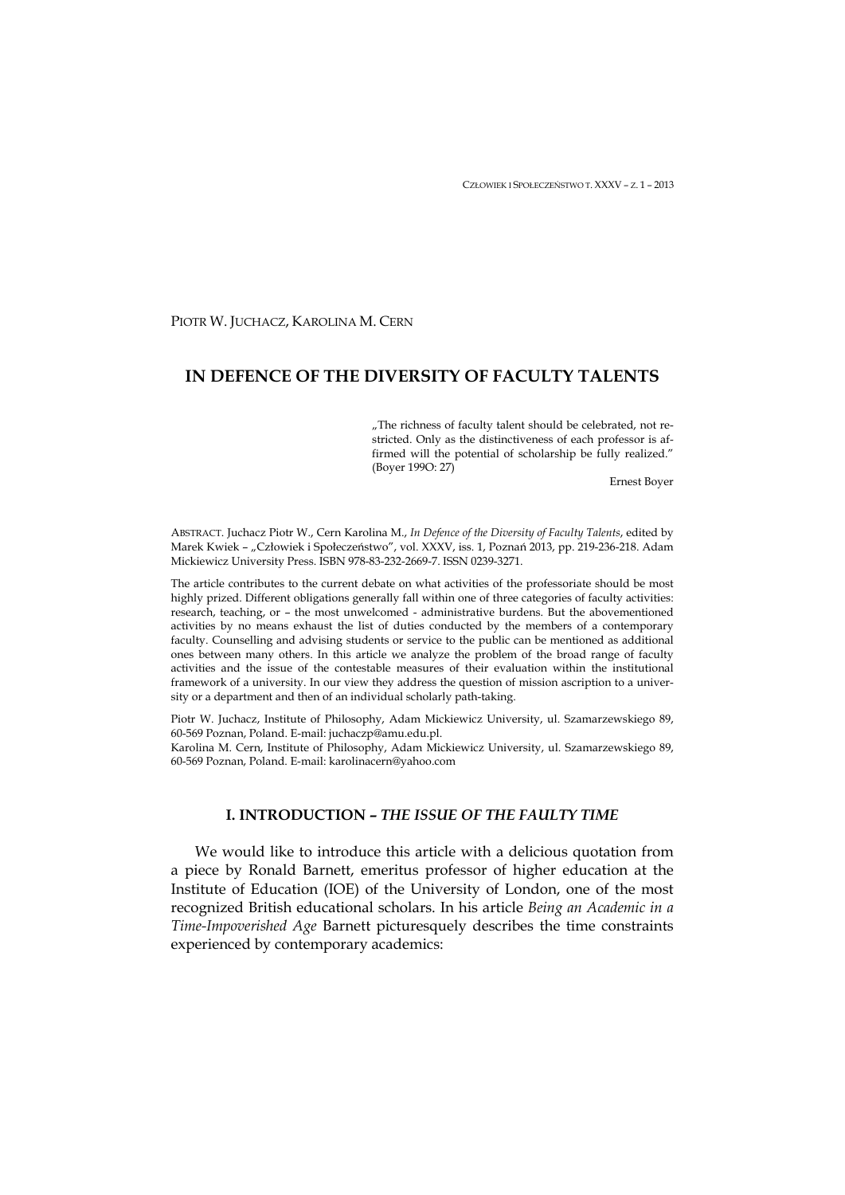PIOTR W. JUCHACZ, KAROLINA M. CERN

# IN DEFENCE OF THE DIVERSITY OF FACULTY TALENTS

> „The richness of faculty talent should be celebrated, not restricted. Only as the distinctiveness of each professor is affirmed will the potential of scholarship be fully realized." (Boyer 199O: 27)
>
> Ernest Boyer

ABSTRACT. Juchacz Piotr W., Cern Karolina M., *In Defence of the Diversity of Faculty Talents*, edited by Marek Kwiek – „Człowiek i Społeczeństwo", vol. XXXV, iss. 1, Poznań 2013, pp. 219-236-218. Adam Mickiewicz University Press. ISBN 978-83-232-2669-7. ISSN 0239-3271.

The article contributes to the current debate on what activities of the professoriate should be most highly prized. Different obligations generally fall within one of three categories of faculty activities: research, teaching, or – the most unwelcomed - administrative burdens. But the abovementioned activities by no means exhaust the list of duties conducted by the members of a contemporary faculty. Counselling and advising students or service to the public can be mentioned as additional ones between many others. In this article we analyze the problem of the broad range of faculty activities and the issue of the contestable measures of their evaluation within the institutional framework of a university. In our view they address the question of mission ascription to a university or a department and then of an individual scholarly path-taking.

Piotr W. Juchacz, Institute of Philosophy, Adam Mickiewicz University, ul. Szamarzewskiego 89, 60-569 Poznan, Poland. E-mail: juchaczp@amu.edu.pl.
Karolina M. Cern, Institute of Philosophy, Adam Mickiewicz University, ul. Szamarzewskiego 89, 60-569 Poznan, Poland. E-mail: karolinacern@yahoo.com

## I. INTRODUCTION – *THE ISSUE OF THE FAULTY TIME*

We would like to introduce this article with a delicious quotation from a piece by Ronald Barnett, emeritus professor of higher education at the Institute of Education (IOE) of the University of London, one of the most recognized British educational scholars. In his article *Being an Academic in a Time-Impoverished Age* Barnett picturesquely describes the time constraints experienced by contemporary academics: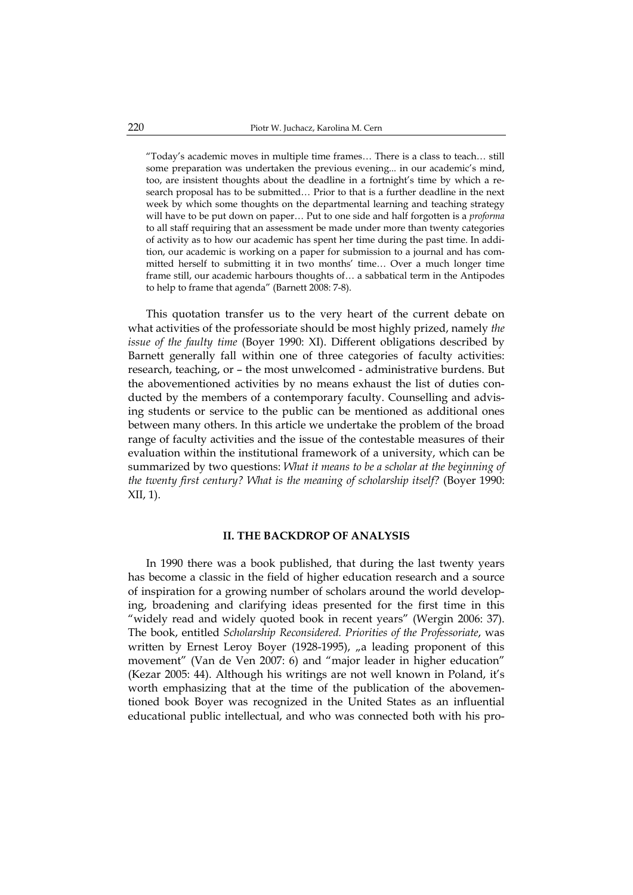"Today's academic moves in multiple time frames… There is a class to teach… still some preparation was undertaken the previous evening... in our academic's mind, too, are insistent thoughts about the deadline in a fortnight's time by which a research proposal has to be submitted… Prior to that is a further deadline in the next week by which some thoughts on the departmental learning and teaching strategy will have to be put down on paper… Put to one side and half forgotten is a *proforma* to all staff requiring that an assessment be made under more than twenty categories of activity as to how our academic has spent her time during the past time. In addition, our academic is working on a paper for submission to a journal and has committed herself to submitting it in two months' time… Over a much longer time frame still, our academic harbours thoughts of… a sabbatical term in the Antipodes to help to frame that agenda" (Barnett 2008: 7-8).

This quotation transfer us to the very heart of the current debate on what activities of the professoriate should be most highly prized, namely *the issue of the faulty time* (Boyer 1990: XI). Different obligations described by Barnett generally fall within one of three categories of faculty activities: research, teaching, or – the most unwelcomed - administrative burdens. But the abovementioned activities by no means exhaust the list of duties conducted by the members of a contemporary faculty. Counselling and advising students or service to the public can be mentioned as additional ones between many others. In this article we undertake the problem of the broad range of faculty activities and the issue of the contestable measures of their evaluation within the institutional framework of a university, which can be summarized by two questions: *What it means to be a scholar at the beginning of the twenty first century? What is the meaning of scholarship itself?* (Boyer 1990: XII, 1).

## II. THE BACKDROP OF ANALYSIS

In 1990 there was a book published, that during the last twenty years has become a classic in the field of higher education research and a source of inspiration for a growing number of scholars around the world developing, broadening and clarifying ideas presented for the first time in this "widely read and widely quoted book in recent years" (Wergin 2006: 37). The book, entitled *Scholarship Reconsidered. Priorities of the Professoriate*, was written by Ernest Leroy Boyer (1928-1995), „a leading proponent of this movement" (Van de Ven 2007: 6) and "major leader in higher education" (Kezar 2005: 44). Although his writings are not well known in Poland, it's worth emphasizing that at the time of the publication of the abovementioned book Boyer was recognized in the United States as an influential educational public intellectual, and who was connected both with his pro-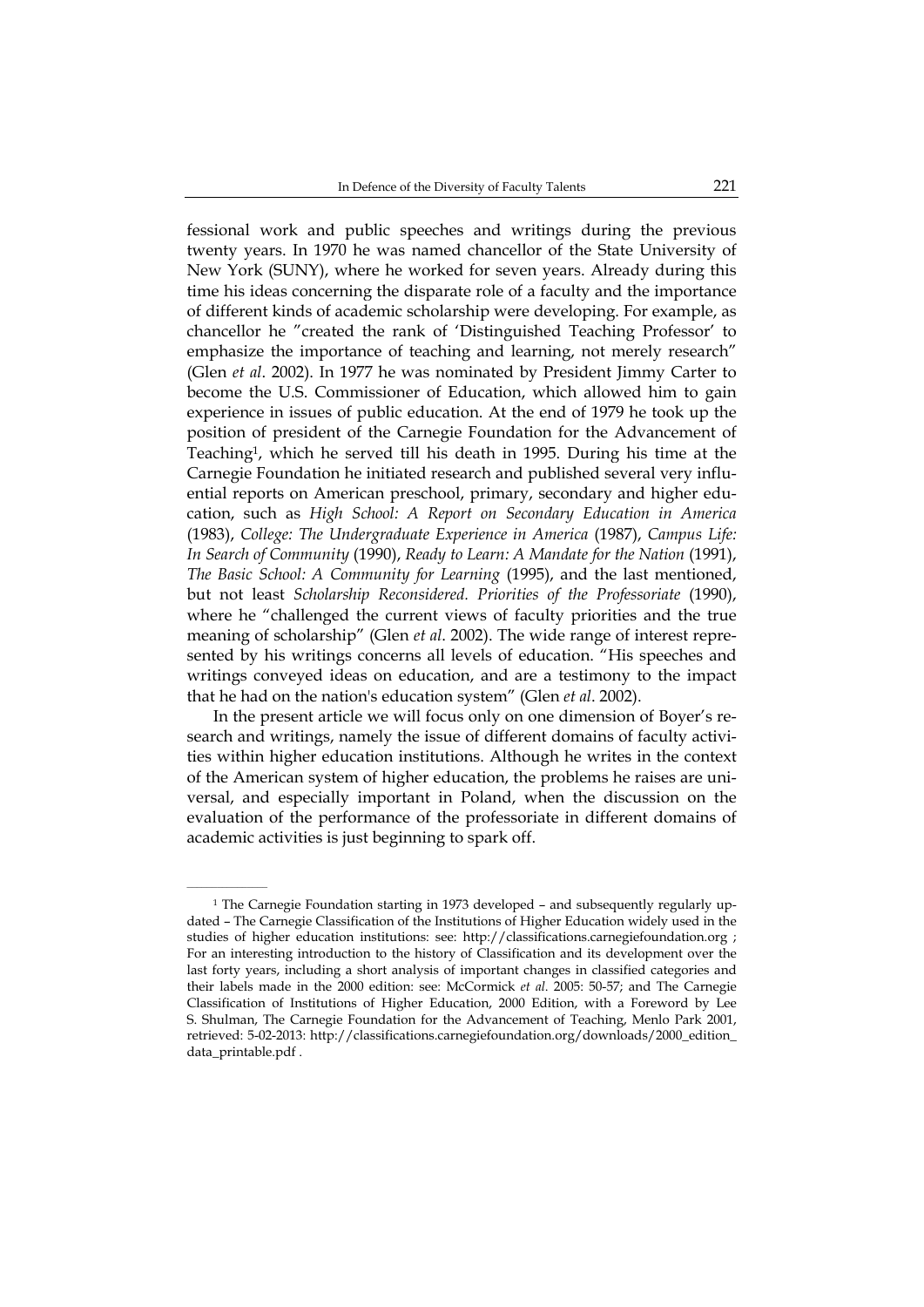fessional work and public speeches and writings during the previous twenty years. In 1970 he was named chancellor of the State University of New York (SUNY), where he worked for seven years. Already during this time his ideas concerning the disparate role of a faculty and the importance of different kinds of academic scholarship were developing. For example, as chancellor he "created the rank of 'Distinguished Teaching Professor' to emphasize the importance of teaching and learning, not merely research" (Glen *et al*. 2002). In 1977 he was nominated by President Jimmy Carter to become the U.S. Commissioner of Education, which allowed him to gain experience in issues of public education. At the end of 1979 he took up the position of president of the Carnegie Foundation for the Advancement of Teaching[1], which he served till his death in 1995. During his time at the Carnegie Foundation he initiated research and published several very influential reports on American preschool, primary, secondary and higher education, such as *High School: A Report on Secondary Education in America* (1983), *College: The Undergraduate Experience in America* (1987), *Campus Life: In Search of Community* (1990), *Ready to Learn: A Mandate for the Nation* (1991), *The Basic School: A Community for Learning* (1995), and the last mentioned, but not least *Scholarship Reconsidered. Priorities of the Professoriate* (1990), where he "challenged the current views of faculty priorities and the true meaning of scholarship" (Glen *et al*. 2002). The wide range of interest represented by his writings concerns all levels of education. "His speeches and writings conveyed ideas on education, and are a testimony to the impact that he had on the nation's education system" (Glen *et al*. 2002).

In the present article we will focus only on one dimension of Boyer's research and writings, namely the issue of different domains of faculty activities within higher education institutions. Although he writes in the context of the American system of higher education, the problems he raises are universal, and especially important in Poland, when the discussion on the evaluation of the performance of the professoriate in different domains of academic activities is just beginning to spark off.

---

[1] The Carnegie Foundation starting in 1973 developed – and subsequently regularly updated – The Carnegie Classification of the Institutions of Higher Education widely used in the studies of higher education institutions: see: http://classifications.carnegiefoundation.org ; For an interesting introduction to the history of Classification and its development over the last forty years, including a short analysis of important changes in classified categories and their labels made in the 2000 edition: see: McCormick *et al.* 2005: 50-57; and The Carnegie Classification of Institutions of Higher Education, 2000 Edition, with a Foreword by Lee S. Shulman, The Carnegie Foundation for the Advancement of Teaching, Menlo Park 2001, retrieved: 5-02-2013: http://classifications.carnegiefoundation.org/downloads/2000_edition_data_printable.pdf .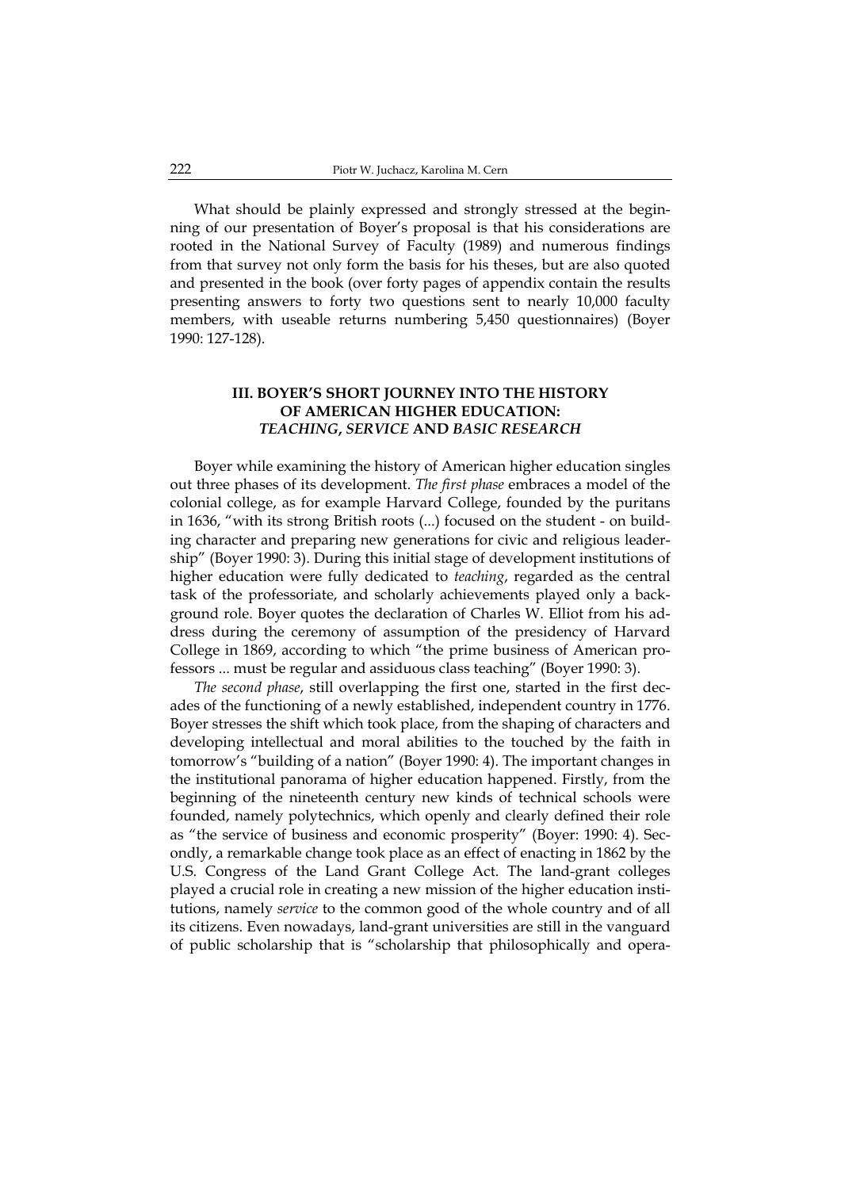What should be plainly expressed and strongly stressed at the beginning of our presentation of Boyer's proposal is that his considerations are rooted in the National Survey of Faculty (1989) and numerous findings from that survey not only form the basis for his theses, but are also quoted and presented in the book (over forty pages of appendix contain the results presenting answers to forty two questions sent to nearly 10,000 faculty members, with useable returns numbering 5,450 questionnaires) (Boyer 1990: 127-128).

## III. BOYER'S SHORT JOURNEY INTO THE HISTORY OF AMERICAN HIGHER EDUCATION: *TEACHING*, *SERVICE* AND *BASIC RESEARCH*

Boyer while examining the history of American higher education singles out three phases of its development. *The first phase* embraces a model of the colonial college, as for example Harvard College, founded by the puritans in 1636, "with its strong British roots (...) focused on the student - on building character and preparing new generations for civic and religious leadership" (Boyer 1990: 3). During this initial stage of development institutions of higher education were fully dedicated to *teaching*, regarded as the central task of the professoriate, and scholarly achievements played only a background role. Boyer quotes the declaration of Charles W. Elliot from his address during the ceremony of assumption of the presidency of Harvard College in 1869, according to which "the prime business of American professors ... must be regular and assiduous class teaching" (Boyer 1990: 3).

*The second phase*, still overlapping the first one, started in the first decades of the functioning of a newly established, independent country in 1776. Boyer stresses the shift which took place, from the shaping of characters and developing intellectual and moral abilities to the touched by the faith in tomorrow's "building of a nation" (Boyer 1990: 4). The important changes in the institutional panorama of higher education happened. Firstly, from the beginning of the nineteenth century new kinds of technical schools were founded, namely polytechnics, which openly and clearly defined their role as "the service of business and economic prosperity" (Boyer: 1990: 4). Secondly, a remarkable change took place as an effect of enacting in 1862 by the U.S. Congress of the Land Grant College Act. The land-grant colleges played a crucial role in creating a new mission of the higher education institutions, namely *service* to the common good of the whole country and of all its citizens. Even nowadays, land-grant universities are still in the vanguard of public scholarship that is "scholarship that philosophically and opera-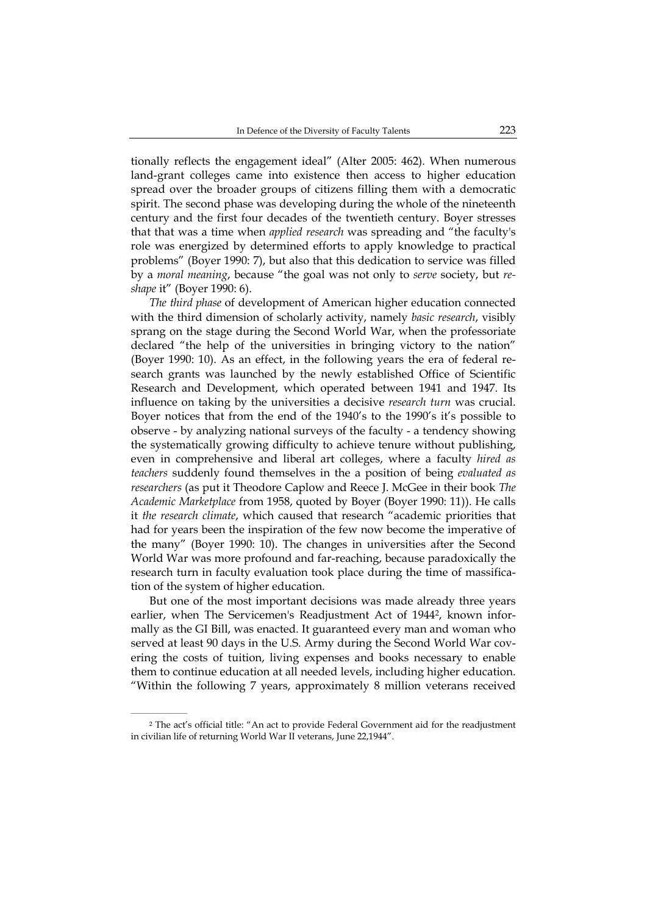tionally reflects the engagement ideal" (Alter 2005: 462). When numerous land-grant colleges came into existence then access to higher education spread over the broader groups of citizens filling them with a democratic spirit. The second phase was developing during the whole of the nineteenth century and the first four decades of the twentieth century. Boyer stresses that that was a time when *applied research* was spreading and "the faculty's role was energized by determined efforts to apply knowledge to practical problems" (Boyer 1990: 7), but also that this dedication to service was filled by a *moral meaning*, because "the goal was not only to *serve* society, but *reshape* it" (Boyer 1990: 6).

*The third phase* of development of American higher education connected with the third dimension of scholarly activity, namely *basic research*, visibly sprang on the stage during the Second World War, when the professoriate declared "the help of the universities in bringing victory to the nation" (Boyer 1990: 10). As an effect, in the following years the era of federal research grants was launched by the newly established Office of Scientific Research and Development, which operated between 1941 and 1947. Its influence on taking by the universities a decisive *research turn* was crucial. Boyer notices that from the end of the 1940's to the 1990's it's possible to observe - by analyzing national surveys of the faculty - a tendency showing the systematically growing difficulty to achieve tenure without publishing, even in comprehensive and liberal art colleges, where a faculty *hired as teachers* suddenly found themselves in the a position of being *evaluated as researchers* (as put it Theodore Caplow and Reece J. McGee in their book *The Academic Marketplace* from 1958, quoted by Boyer (Boyer 1990: 11)). He calls it *the research climate*, which caused that research "academic priorities that had for years been the inspiration of the few now become the imperative of the many" (Boyer 1990: 10). The changes in universities after the Second World War was more profound and far-reaching, because paradoxically the research turn in faculty evaluation took place during the time of massification of the system of higher education.

But one of the most important decisions was made already three years earlier, when The Servicemen's Readjustment Act of 1944[2], known informally as the GI Bill, was enacted. It guaranteed every man and woman who served at least 90 days in the U.S. Army during the Second World War covering the costs of tuition, living expenses and books necessary to enable them to continue education at all needed levels, including higher education. "Within the following 7 years, approximately 8 million veterans received

[2] The act's official title: "An act to provide Federal Government aid for the readjustment in civilian life of returning World War II veterans, June 22,1944".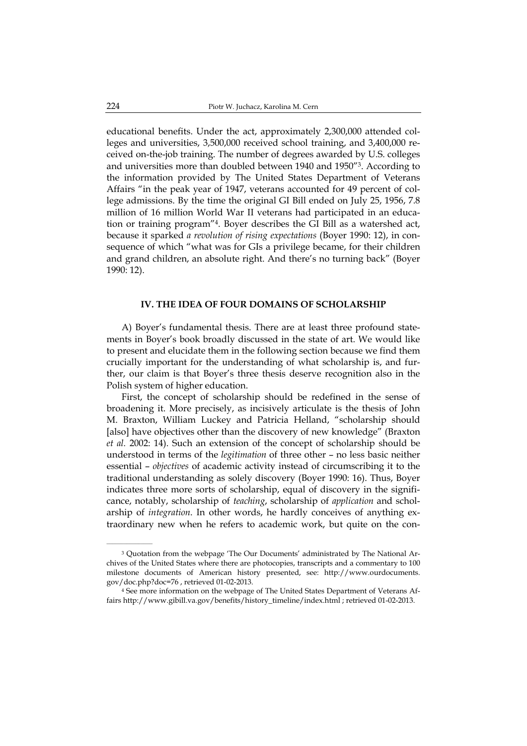educational benefits. Under the act, approximately 2,300,000 attended colleges and universities, 3,500,000 received school training, and 3,400,000 received on-the-job training. The number of degrees awarded by U.S. colleges and universities more than doubled between 1940 and 1950"[3]. According to the information provided by The United States Department of Veterans Affairs "in the peak year of 1947, veterans accounted for 49 percent of college admissions. By the time the original GI Bill ended on July 25, 1956, 7.8 million of 16 million World War II veterans had participated in an education or training program"[4]. Boyer describes the GI Bill as a watershed act, because it sparked *a revolution of rising expectations* (Boyer 1990: 12), in consequence of which "what was for GIs a privilege became, for their children and grand children, an absolute right. And there's no turning back" (Boyer 1990: 12).

## IV. THE IDEA OF FOUR DOMAINS OF SCHOLARSHIP

A) Boyer's fundamental thesis. There are at least three profound statements in Boyer's book broadly discussed in the state of art. We would like to present and elucidate them in the following section because we find them crucially important for the understanding of what scholarship is, and further, our claim is that Boyer's three thesis deserve recognition also in the Polish system of higher education.

First, the concept of scholarship should be redefined in the sense of broadening it. More precisely, as incisively articulate is the thesis of John M. Braxton, William Luckey and Patricia Helland, "scholarship should [also] have objectives other than the discovery of new knowledge" (Braxton *et al.* 2002: 14). Such an extension of the concept of scholarship should be understood in terms of the *legitimation* of three other – no less basic neither essential – *objectives* of academic activity instead of circumscribing it to the traditional understanding as solely discovery (Boyer 1990: 16). Thus, Boyer indicates three more sorts of scholarship, equal of discovery in the significance, notably, scholarship of *teaching*, scholarship of *application* and scholarship of *integration*. In other words, he hardly conceives of anything extraordinary new when he refers to academic work, but quite on the con-

---

[3] Quotation from the webpage 'The Our Documents' administrated by The National Archives of the United States where there are photocopies, transcripts and a commentary to 100 milestone documents of American history presented, see: http://www.ourdocuments.gov/doc.php?doc=76 , retrieved 01-02-2013.

[4] See more information on the webpage of The United States Department of Veterans Affairs http://www.gibill.va.gov/benefits/history_timeline/index.html ; retrieved 01-02-2013.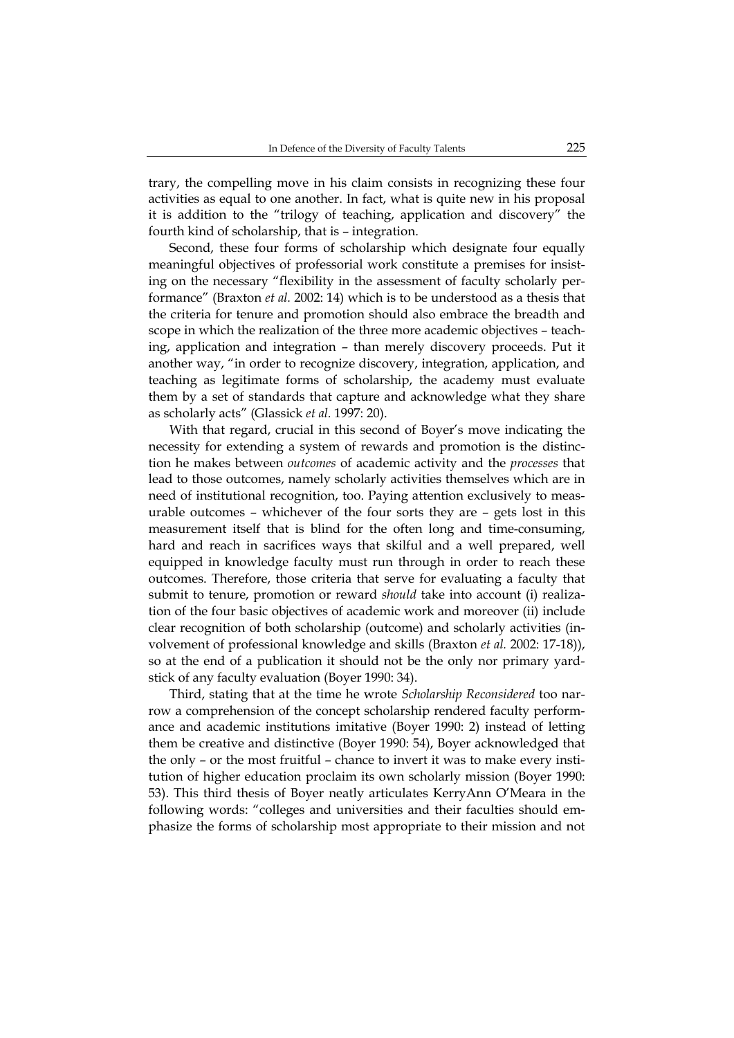trary, the compelling move in his claim consists in recognizing these four activities as equal to one another. In fact, what is quite new in his proposal it is addition to the "trilogy of teaching, application and discovery" the fourth kind of scholarship, that is – integration.

Second, these four forms of scholarship which designate four equally meaningful objectives of professorial work constitute a premises for insisting on the necessary "flexibility in the assessment of faculty scholarly performance" (Braxton *et al.* 2002: 14) which is to be understood as a thesis that the criteria for tenure and promotion should also embrace the breadth and scope in which the realization of the three more academic objectives – teaching, application and integration – than merely discovery proceeds. Put it another way, "in order to recognize discovery, integration, application, and teaching as legitimate forms of scholarship, the academy must evaluate them by a set of standards that capture and acknowledge what they share as scholarly acts" (Glassick *et al.* 1997: 20).

With that regard, crucial in this second of Boyer's move indicating the necessity for extending a system of rewards and promotion is the distinction he makes between *outcomes* of academic activity and the *processes* that lead to those outcomes, namely scholarly activities themselves which are in need of institutional recognition, too. Paying attention exclusively to measurable outcomes – whichever of the four sorts they are – gets lost in this measurement itself that is blind for the often long and time-consuming, hard and reach in sacrifices ways that skilful and a well prepared, well equipped in knowledge faculty must run through in order to reach these outcomes. Therefore, those criteria that serve for evaluating a faculty that submit to tenure, promotion or reward *should* take into account (i) realization of the four basic objectives of academic work and moreover (ii) include clear recognition of both scholarship (outcome) and scholarly activities (involvement of professional knowledge and skills (Braxton *et al.* 2002: 17-18)), so at the end of a publication it should not be the only nor primary yardstick of any faculty evaluation (Boyer 1990: 34).

Third, stating that at the time he wrote *Scholarship Reconsidered* too narrow a comprehension of the concept scholarship rendered faculty performance and academic institutions imitative (Boyer 1990: 2) instead of letting them be creative and distinctive (Boyer 1990: 54), Boyer acknowledged that the only – or the most fruitful – chance to invert it was to make every institution of higher education proclaim its own scholarly mission (Boyer 1990: 53). This third thesis of Boyer neatly articulates KerryAnn O'Meara in the following words: "colleges and universities and their faculties should emphasize the forms of scholarship most appropriate to their mission and not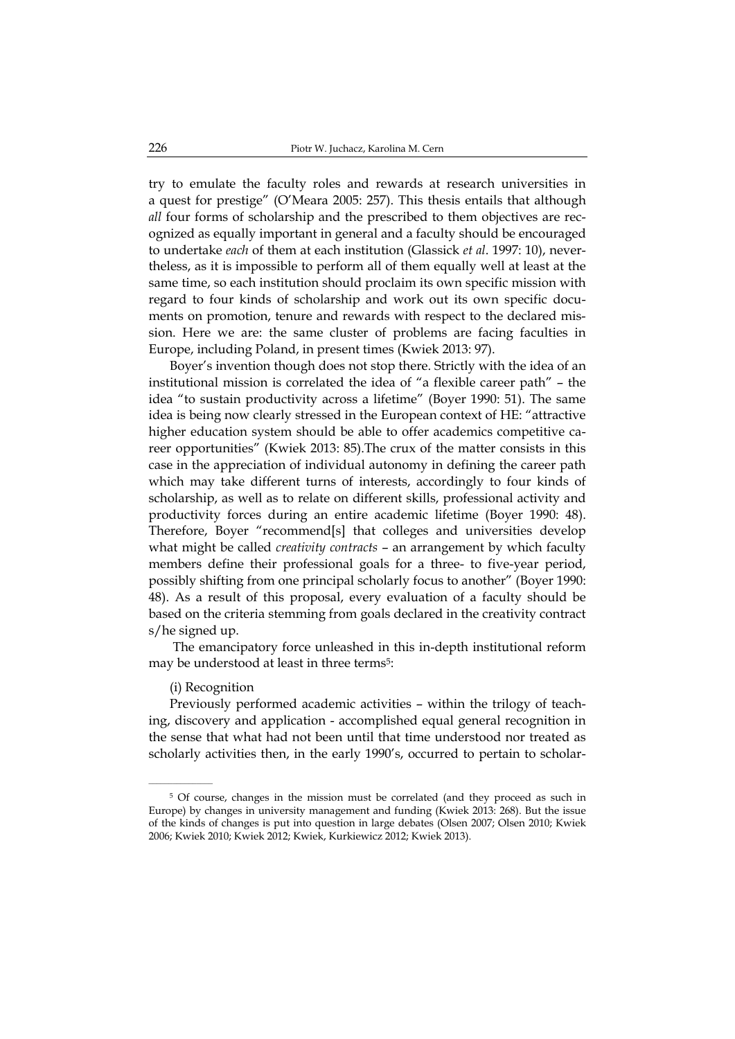try to emulate the faculty roles and rewards at research universities in a quest for prestige" (O'Meara 2005: 257). This thesis entails that although *all* four forms of scholarship and the prescribed to them objectives are recognized as equally important in general and a faculty should be encouraged to undertake *each* of them at each institution (Glassick *et al*. 1997: 10), nevertheless, as it is impossible to perform all of them equally well at least at the same time, so each institution should proclaim its own specific mission with regard to four kinds of scholarship and work out its own specific documents on promotion, tenure and rewards with respect to the declared mission. Here we are: the same cluster of problems are facing faculties in Europe, including Poland, in present times (Kwiek 2013: 97).

Boyer's invention though does not stop there. Strictly with the idea of an institutional mission is correlated the idea of "a flexible career path" – the idea "to sustain productivity across a lifetime" (Boyer 1990: 51). The same idea is being now clearly stressed in the European context of HE: "attractive higher education system should be able to offer academics competitive career opportunities" (Kwiek 2013: 85).The crux of the matter consists in this case in the appreciation of individual autonomy in defining the career path which may take different turns of interests, accordingly to four kinds of scholarship, as well as to relate on different skills, professional activity and productivity forces during an entire academic lifetime (Boyer 1990: 48). Therefore, Boyer "recommend[s] that colleges and universities develop what might be called *creativity contracts* – an arrangement by which faculty members define their professional goals for a three- to five-year period, possibly shifting from one principal scholarly focus to another" (Boyer 1990: 48). As a result of this proposal, every evaluation of a faculty should be based on the criteria stemming from goals declared in the creativity contract s/he signed up.

The emancipatory force unleashed in this in-depth institutional reform may be understood at least in three terms[5]:

(i) Recognition

Previously performed academic activities – within the trilogy of teaching, discovery and application - accomplished equal general recognition in the sense that what had not been until that time understood nor treated as scholarly activities then, in the early 1990's, occurred to pertain to scholar-

---

[5] Of course, changes in the mission must be correlated (and they proceed as such in Europe) by changes in university management and funding (Kwiek 2013: 268). But the issue of the kinds of changes is put into question in large debates (Olsen 2007; Olsen 2010; Kwiek 2006; Kwiek 2010; Kwiek 2012; Kwiek, Kurkiewicz 2012; Kwiek 2013).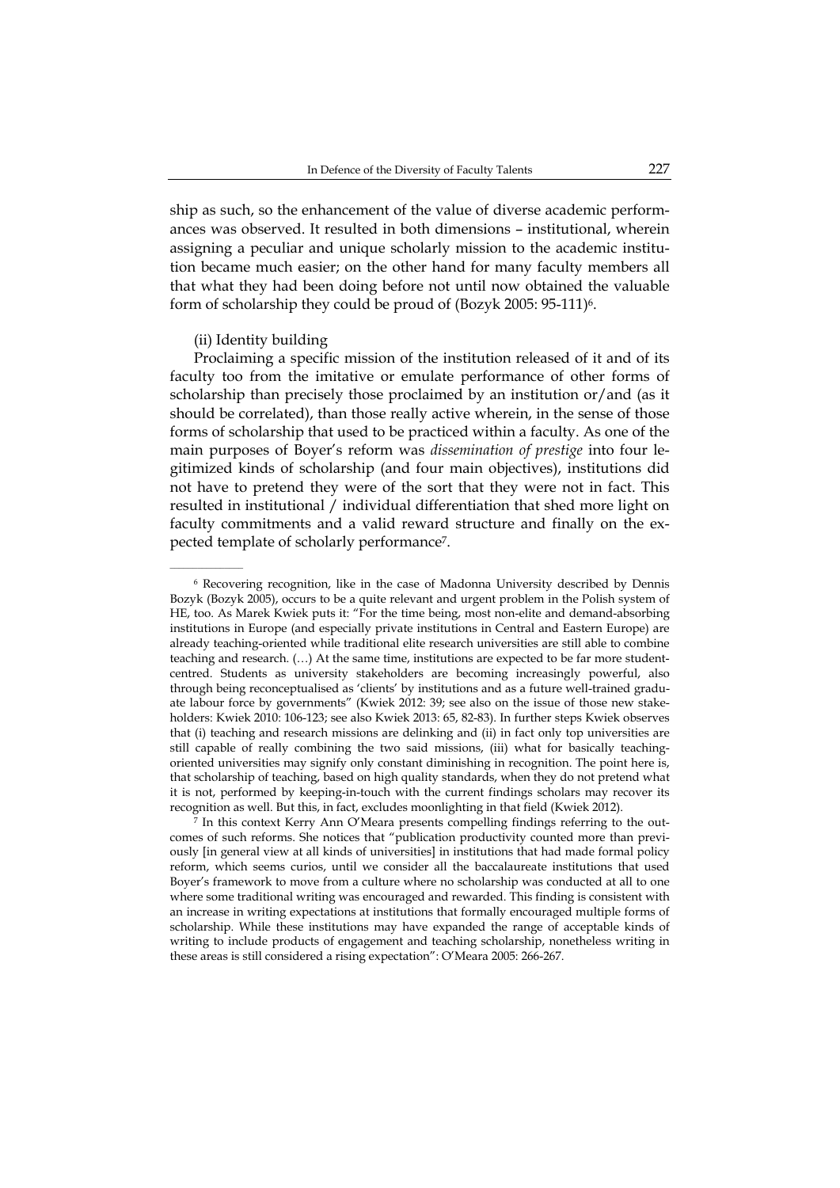ship as such, so the enhancement of the value of diverse academic performances was observed. It resulted in both dimensions – institutional, wherein assigning a peculiar and unique scholarly mission to the academic institution became much easier; on the other hand for many faculty members all that what they had been doing before not until now obtained the valuable form of scholarship they could be proud of (Bozyk 2005: 95-111)[6].

(ii) Identity building

Proclaiming a specific mission of the institution released of it and of its faculty too from the imitative or emulate performance of other forms of scholarship than precisely those proclaimed by an institution or/and (as it should be correlated), than those really active wherein, in the sense of those forms of scholarship that used to be practiced within a faculty. As one of the main purposes of Boyer's reform was *dissemination of prestige* into four legitimized kinds of scholarship (and four main objectives), institutions did not have to pretend they were of the sort that they were not in fact. This resulted in institutional / individual differentiation that shed more light on faculty commitments and a valid reward structure and finally on the expected template of scholarly performance[7].

---

[6] Recovering recognition, like in the case of Madonna University described by Dennis Bozyk (Bozyk 2005), occurs to be a quite relevant and urgent problem in the Polish system of HE, too. As Marek Kwiek puts it: "For the time being, most non-elite and demand-absorbing institutions in Europe (and especially private institutions in Central and Eastern Europe) are already teaching-oriented while traditional elite research universities are still able to combine teaching and research. (…) At the same time, institutions are expected to be far more student-centred. Students as university stakeholders are becoming increasingly powerful, also through being reconceptualised as 'clients' by institutions and as a future well-trained graduate labour force by governments" (Kwiek 2012: 39; see also on the issue of those new stakeholders: Kwiek 2010: 106-123; see also Kwiek 2013: 65, 82-83). In further steps Kwiek observes that (i) teaching and research missions are delinking and (ii) in fact only top universities are still capable of really combining the two said missions, (iii) what for basically teaching-oriented universities may signify only constant diminishing in recognition. The point here is, that scholarship of teaching, based on high quality standards, when they do not pretend what it is not, performed by keeping-in-touch with the current findings scholars may recover its recognition as well. But this, in fact, excludes moonlighting in that field (Kwiek 2012).

[7] In this context Kerry Ann O'Meara presents compelling findings referring to the outcomes of such reforms. She notices that "publication productivity counted more than previously [in general view at all kinds of universities] in institutions that had made formal policy reform, which seems curios, until we consider all the baccalaureate institutions that used Boyer's framework to move from a culture where no scholarship was conducted at all to one where some traditional writing was encouraged and rewarded. This finding is consistent with an increase in writing expectations at institutions that formally encouraged multiple forms of scholarship. While these institutions may have expanded the range of acceptable kinds of writing to include products of engagement and teaching scholarship, nonetheless writing in these areas is still considered a rising expectation": O'Meara 2005: 266-267.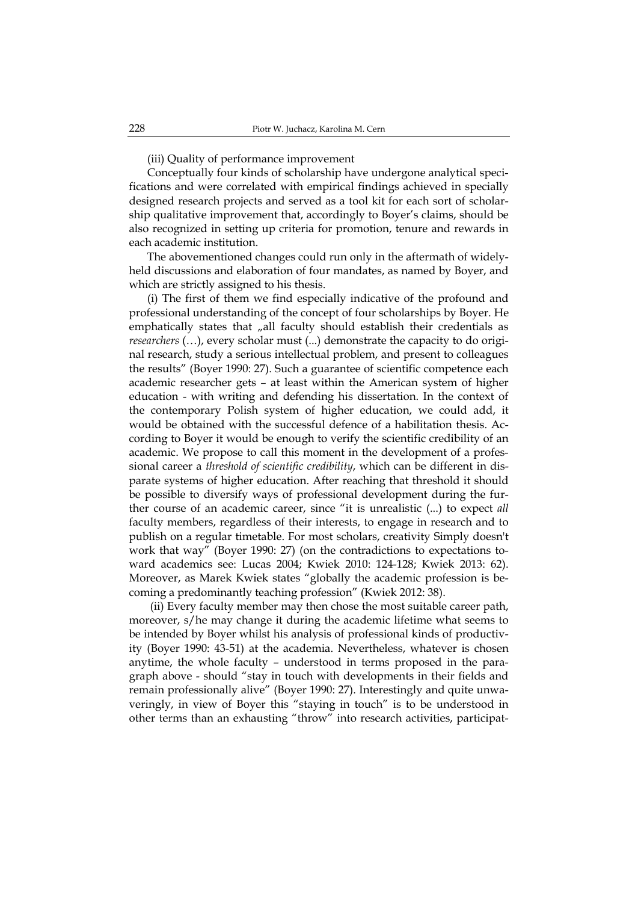(iii) Quality of performance improvement

Conceptually four kinds of scholarship have undergone analytical specifications and were correlated with empirical findings achieved in specially designed research projects and served as a tool kit for each sort of scholarship qualitative improvement that, accordingly to Boyer's claims, should be also recognized in setting up criteria for promotion, tenure and rewards in each academic institution.

The abovementioned changes could run only in the aftermath of widely-held discussions and elaboration of four mandates, as named by Boyer, and which are strictly assigned to his thesis.

(i) The first of them we find especially indicative of the profound and professional understanding of the concept of four scholarships by Boyer. He emphatically states that „all faculty should establish their credentials as *researchers* (…), every scholar must (...) demonstrate the capacity to do original research, study a serious intellectual problem, and present to colleagues the results" (Boyer 1990: 27). Such a guarantee of scientific competence each academic researcher gets – at least within the American system of higher education - with writing and defending his dissertation. In the context of the contemporary Polish system of higher education, we could add, it would be obtained with the successful defence of a habilitation thesis. According to Boyer it would be enough to verify the scientific credibility of an academic. We propose to call this moment in the development of a professional career a *threshold of scientific credibility*, which can be different in disparate systems of higher education. After reaching that threshold it should be possible to diversify ways of professional development during the further course of an academic career, since "it is unrealistic (...) to expect *all* faculty members, regardless of their interests, to engage in research and to publish on a regular timetable. For most scholars, creativity Simply doesn't work that way" (Boyer 1990: 27) (on the contradictions to expectations toward academics see: Lucas 2004; Kwiek 2010: 124-128; Kwiek 2013: 62). Moreover, as Marek Kwiek states "globally the academic profession is becoming a predominantly teaching profession" (Kwiek 2012: 38).

(ii) Every faculty member may then chose the most suitable career path, moreover, s/he may change it during the academic lifetime what seems to be intended by Boyer whilst his analysis of professional kinds of productivity (Boyer 1990: 43-51) at the academia. Nevertheless, whatever is chosen anytime, the whole faculty – understood in terms proposed in the paragraph above - should "stay in touch with developments in their fields and remain professionally alive" (Boyer 1990: 27). Interestingly and quite unwaveringly, in view of Boyer this "staying in touch" is to be understood in other terms than an exhausting "throw" into research activities, participat-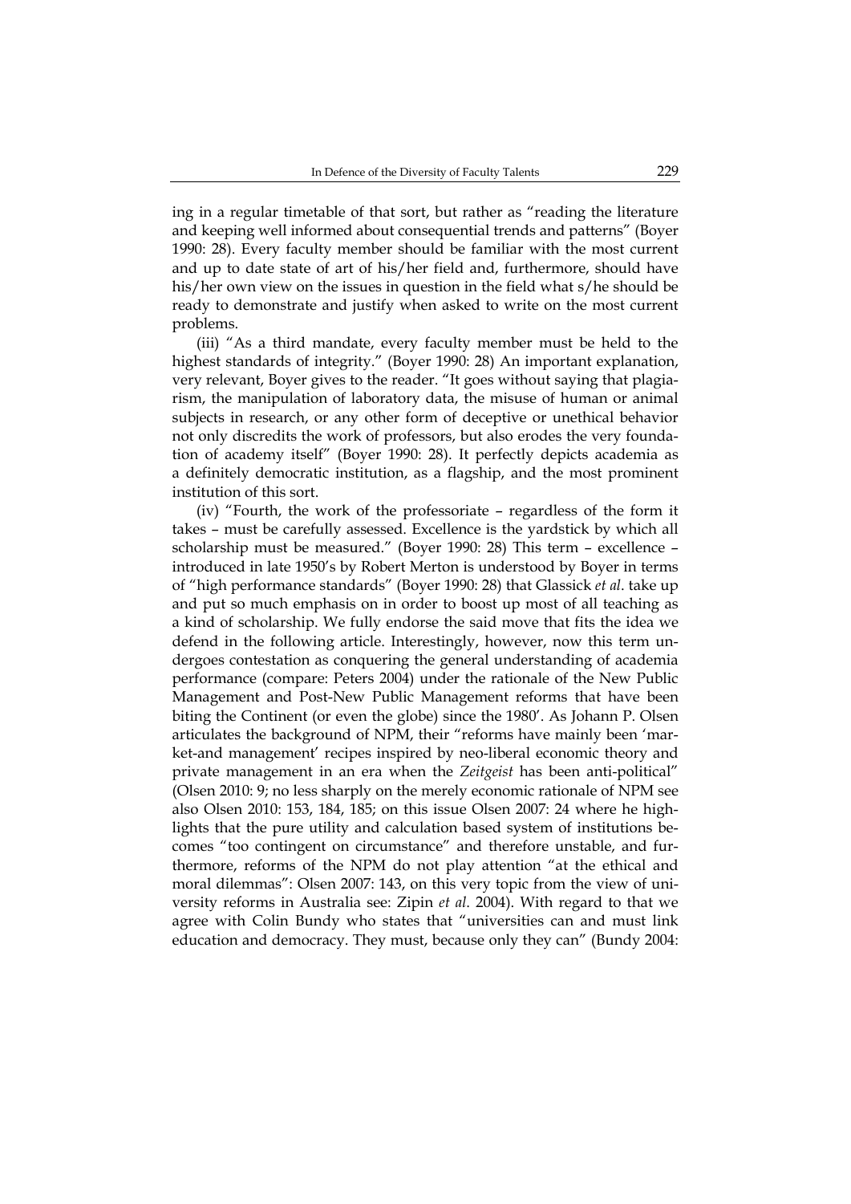ing in a regular timetable of that sort, but rather as "reading the literature and keeping well informed about consequential trends and patterns" (Boyer 1990: 28). Every faculty member should be familiar with the most current and up to date state of art of his/her field and, furthermore, should have his/her own view on the issues in question in the field what s/he should be ready to demonstrate and justify when asked to write on the most current problems.

(iii) "As a third mandate, every faculty member must be held to the highest standards of integrity." (Boyer 1990: 28) An important explanation, very relevant, Boyer gives to the reader. "It goes without saying that plagiarism, the manipulation of laboratory data, the misuse of human or animal subjects in research, or any other form of deceptive or unethical behavior not only discredits the work of professors, but also erodes the very foundation of academy itself" (Boyer 1990: 28). It perfectly depicts academia as a definitely democratic institution, as a flagship, and the most prominent institution of this sort.

(iv) "Fourth, the work of the professoriate – regardless of the form it takes – must be carefully assessed. Excellence is the yardstick by which all scholarship must be measured." (Boyer 1990: 28) This term – excellence – introduced in late 1950's by Robert Merton is understood by Boyer in terms of "high performance standards" (Boyer 1990: 28) that Glassick *et al*. take up and put so much emphasis on in order to boost up most of all teaching as a kind of scholarship. We fully endorse the said move that fits the idea we defend in the following article. Interestingly, however, now this term undergoes contestation as conquering the general understanding of academia performance (compare: Peters 2004) under the rationale of the New Public Management and Post-New Public Management reforms that have been biting the Continent (or even the globe) since the 1980'. As Johann P. Olsen articulates the background of NPM, their "reforms have mainly been 'market-and management' recipes inspired by neo-liberal economic theory and private management in an era when the *Zeitgeist* has been anti-political" (Olsen 2010: 9; no less sharply on the merely economic rationale of NPM see also Olsen 2010: 153, 184, 185; on this issue Olsen 2007: 24 where he highlights that the pure utility and calculation based system of institutions becomes "too contingent on circumstance" and therefore unstable, and furthermore, reforms of the NPM do not play attention "at the ethical and moral dilemmas": Olsen 2007: 143, on this very topic from the view of university reforms in Australia see: Zipin *et al*. 2004). With regard to that we agree with Colin Bundy who states that "universities can and must link education and democracy. They must, because only they can" (Bundy 2004: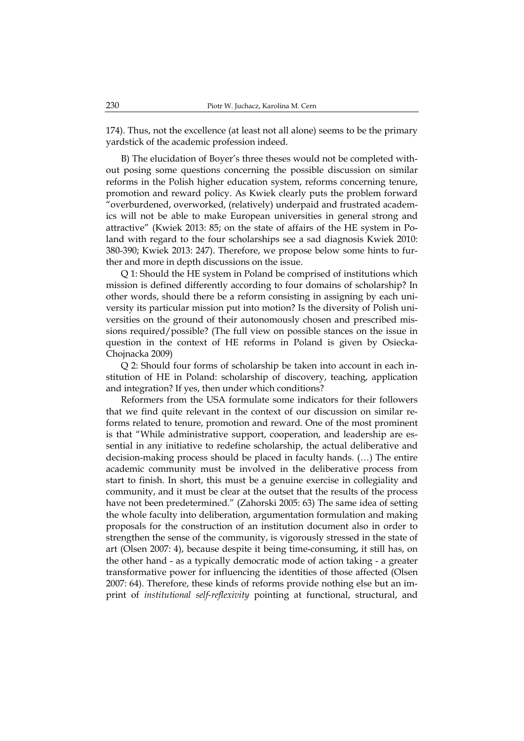174). Thus, not the excellence (at least not all alone) seems to be the primary yardstick of the academic profession indeed.

B) The elucidation of Boyer's three theses would not be completed without posing some questions concerning the possible discussion on similar reforms in the Polish higher education system, reforms concerning tenure, promotion and reward policy. As Kwiek clearly puts the problem forward "overburdened, overworked, (relatively) underpaid and frustrated academics will not be able to make European universities in general strong and attractive" (Kwiek 2013: 85; on the state of affairs of the HE system in Poland with regard to the four scholarships see a sad diagnosis Kwiek 2010: 380-390; Kwiek 2013: 247). Therefore, we propose below some hints to further and more in depth discussions on the issue.

Q 1: Should the HE system in Poland be comprised of institutions which mission is defined differently according to four domains of scholarship? In other words, should there be a reform consisting in assigning by each university its particular mission put into motion? Is the diversity of Polish universities on the ground of their autonomously chosen and prescribed missions required/possible? (The full view on possible stances on the issue in question in the context of HE reforms in Poland is given by Osiecka-Chojnacka 2009)

Q 2: Should four forms of scholarship be taken into account in each institution of HE in Poland: scholarship of discovery, teaching, application and integration? If yes, then under which conditions?

Reformers from the USA formulate some indicators for their followers that we find quite relevant in the context of our discussion on similar reforms related to tenure, promotion and reward. One of the most prominent is that "While administrative support, cooperation, and leadership are essential in any initiative to redefine scholarship, the actual deliberative and decision-making process should be placed in faculty hands. (…) The entire academic community must be involved in the deliberative process from start to finish. In short, this must be a genuine exercise in collegiality and community, and it must be clear at the outset that the results of the process have not been predetermined." (Zahorski 2005: 63) The same idea of setting the whole faculty into deliberation, argumentation formulation and making proposals for the construction of an institution document also in order to strengthen the sense of the community, is vigorously stressed in the state of art (Olsen 2007: 4), because despite it being time-consuming, it still has, on the other hand - as a typically democratic mode of action taking - a greater transformative power for influencing the identities of those affected (Olsen 2007: 64). Therefore, these kinds of reforms provide nothing else but an imprint of *institutional self-reflexivity* pointing at functional, structural, and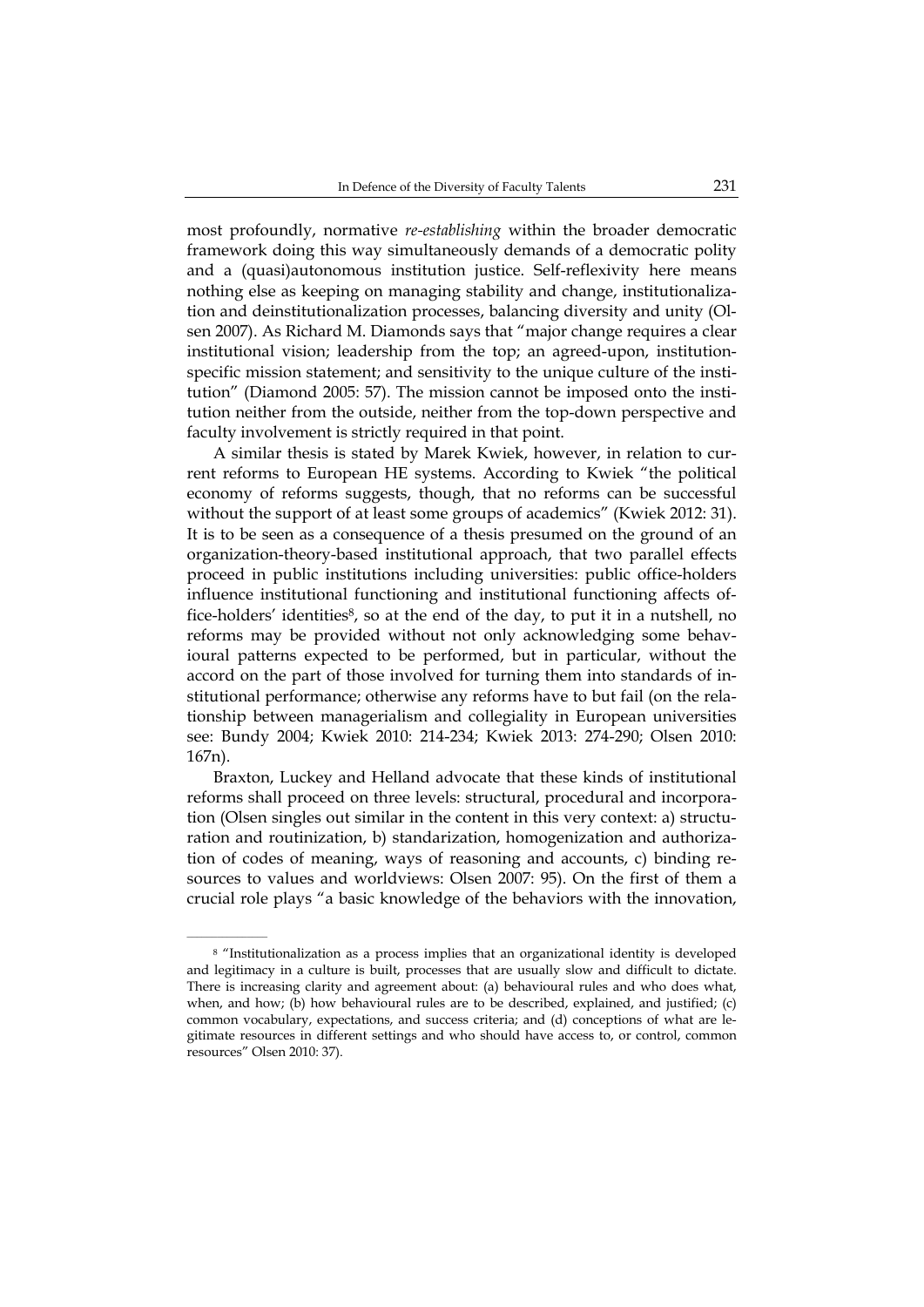most profoundly, normative *re-establishing* within the broader democratic framework doing this way simultaneously demands of a democratic polity and a (quasi)autonomous institution justice. Self-reflexivity here means nothing else as keeping on managing stability and change, institutionalization and deinstitutionalization processes, balancing diversity and unity (Olsen 2007). As Richard M. Diamonds says that "major change requires a clear institutional vision; leadership from the top; an agreed-upon, institution-specific mission statement; and sensitivity to the unique culture of the institution" (Diamond 2005: 57). The mission cannot be imposed onto the institution neither from the outside, neither from the top-down perspective and faculty involvement is strictly required in that point.

A similar thesis is stated by Marek Kwiek, however, in relation to current reforms to European HE systems. According to Kwiek "the political economy of reforms suggests, though, that no reforms can be successful without the support of at least some groups of academics" (Kwiek 2012: 31). It is to be seen as a consequence of a thesis presumed on the ground of an organization-theory-based institutional approach, that two parallel effects proceed in public institutions including universities: public office-holders influence institutional functioning and institutional functioning affects office-holders' identities[8], so at the end of the day, to put it in a nutshell, no reforms may be provided without not only acknowledging some behavioural patterns expected to be performed, but in particular, without the accord on the part of those involved for turning them into standards of institutional performance; otherwise any reforms have to but fail (on the relationship between managerialism and collegiality in European universities see: Bundy 2004; Kwiek 2010: 214-234; Kwiek 2013: 274-290; Olsen 2010: 167n).

Braxton, Luckey and Helland advocate that these kinds of institutional reforms shall proceed on three levels: structural, procedural and incorporation (Olsen singles out similar in the content in this very context: a) structuration and routinization, b) standarization, homogenization and authorization of codes of meaning, ways of reasoning and accounts, c) binding resources to values and worldviews: Olsen 2007: 95). On the first of them a crucial role plays "a basic knowledge of the behaviors with the innovation,

---

[8] "Institutionalization as a process implies that an organizational identity is developed and legitimacy in a culture is built, processes that are usually slow and difficult to dictate. There is increasing clarity and agreement about: (a) behavioural rules and who does what, when, and how; (b) how behavioural rules are to be described, explained, and justified; (c) common vocabulary, expectations, and success criteria; and (d) conceptions of what are legitimate resources in different settings and who should have access to, or control, common resources" Olsen 2010: 37).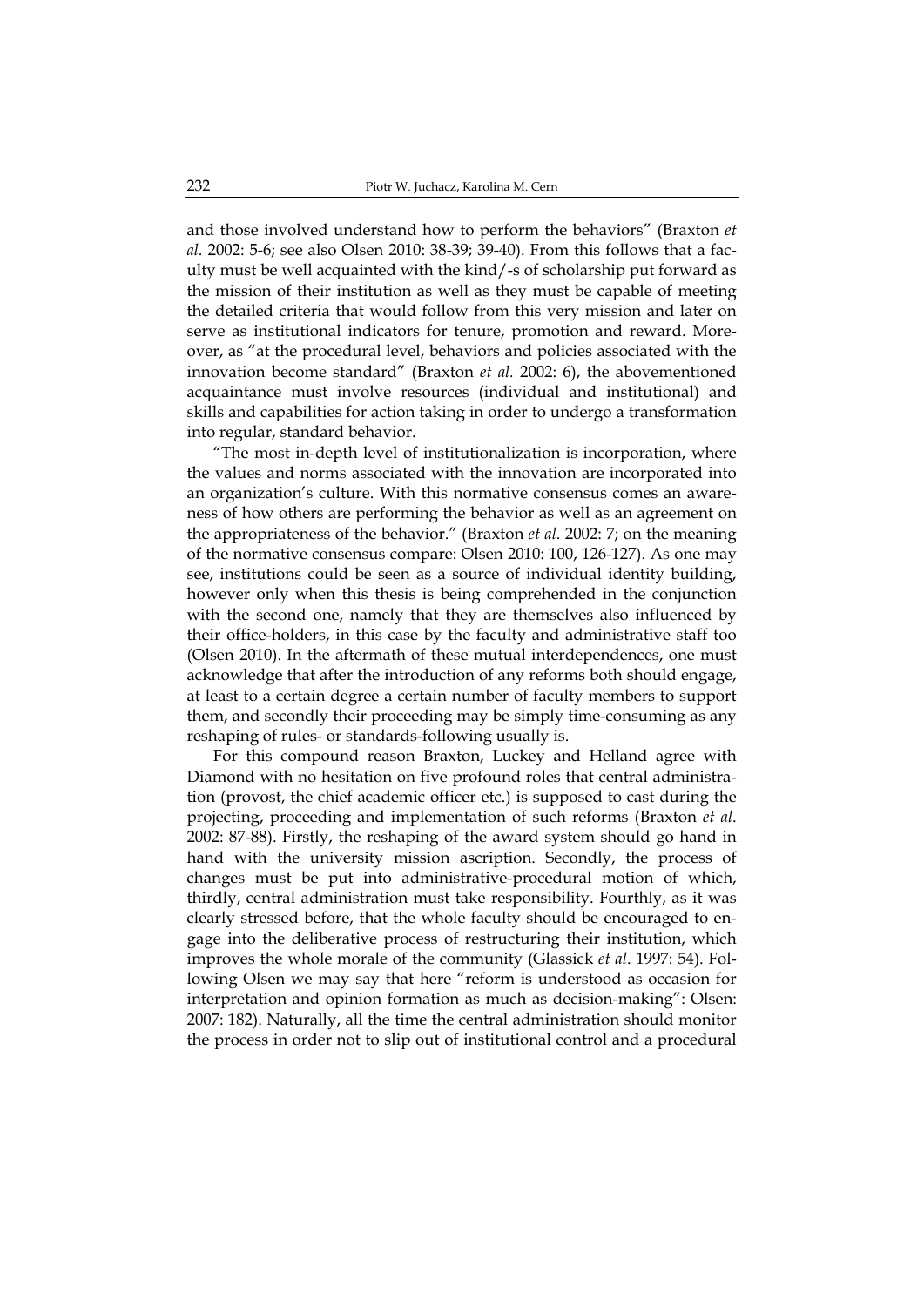and those involved understand how to perform the behaviors" (Braxton *et al.* 2002: 5-6; see also Olsen 2010: 38-39; 39-40). From this follows that a faculty must be well acquainted with the kind/-s of scholarship put forward as the mission of their institution as well as they must be capable of meeting the detailed criteria that would follow from this very mission and later on serve as institutional indicators for tenure, promotion and reward. Moreover, as "at the procedural level, behaviors and policies associated with the innovation become standard" (Braxton *et al.* 2002: 6), the abovementioned acquaintance must involve resources (individual and institutional) and skills and capabilities for action taking in order to undergo a transformation into regular, standard behavior.

"The most in-depth level of institutionalization is incorporation, where the values and norms associated with the innovation are incorporated into an organization's culture. With this normative consensus comes an awareness of how others are performing the behavior as well as an agreement on the appropriateness of the behavior." (Braxton *et al*. 2002: 7; on the meaning of the normative consensus compare: Olsen 2010: 100, 126-127). As one may see, institutions could be seen as a source of individual identity building, however only when this thesis is being comprehended in the conjunction with the second one, namely that they are themselves also influenced by their office-holders, in this case by the faculty and administrative staff too (Olsen 2010). In the aftermath of these mutual interdependences, one must acknowledge that after the introduction of any reforms both should engage, at least to a certain degree a certain number of faculty members to support them, and secondly their proceeding may be simply time-consuming as any reshaping of rules- or standards-following usually is.

For this compound reason Braxton, Luckey and Helland agree with Diamond with no hesitation on five profound roles that central administration (provost, the chief academic officer etc.) is supposed to cast during the projecting, proceeding and implementation of such reforms (Braxton *et al*. 2002: 87-88). Firstly, the reshaping of the award system should go hand in hand with the university mission ascription. Secondly, the process of changes must be put into administrative-procedural motion of which, thirdly, central administration must take responsibility. Fourthly, as it was clearly stressed before, that the whole faculty should be encouraged to engage into the deliberative process of restructuring their institution, which improves the whole morale of the community (Glassick *et al*. 1997: 54). Following Olsen we may say that here "reform is understood as occasion for interpretation and opinion formation as much as decision-making": Olsen: 2007: 182). Naturally, all the time the central administration should monitor the process in order not to slip out of institutional control and a procedural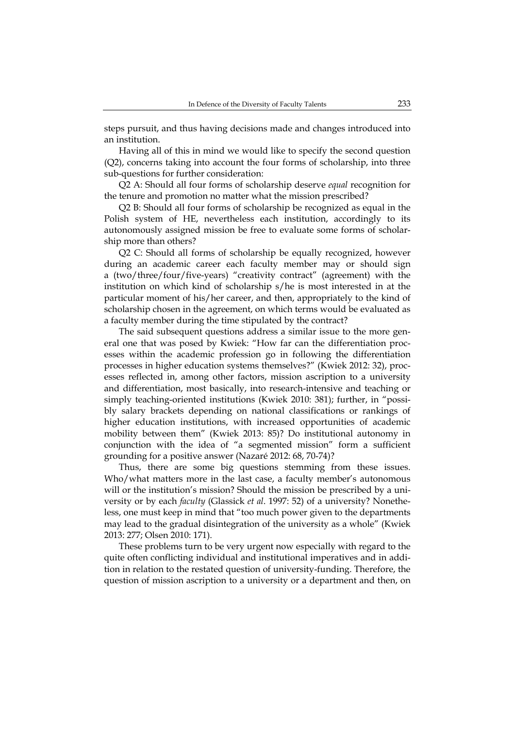steps pursuit, and thus having decisions made and changes introduced into an institution.

Having all of this in mind we would like to specify the second question (Q2), concerns taking into account the four forms of scholarship, into three sub-questions for further consideration:

Q2 A: Should all four forms of scholarship deserve *equal* recognition for the tenure and promotion no matter what the mission prescribed?

Q2 B: Should all four forms of scholarship be recognized as equal in the Polish system of HE, nevertheless each institution, accordingly to its autonomously assigned mission be free to evaluate some forms of scholarship more than others?

Q2 C: Should all forms of scholarship be equally recognized, however during an academic career each faculty member may or should sign a (two/three/four/five-years) "creativity contract" (agreement) with the institution on which kind of scholarship s/he is most interested in at the particular moment of his/her career, and then, appropriately to the kind of scholarship chosen in the agreement, on which terms would be evaluated as a faculty member during the time stipulated by the contract?

The said subsequent questions address a similar issue to the more general one that was posed by Kwiek: "How far can the differentiation processes within the academic profession go in following the differentiation processes in higher education systems themselves?" (Kwiek 2012: 32), processes reflected in, among other factors, mission ascription to a university and differentiation, most basically, into research-intensive and teaching or simply teaching-oriented institutions (Kwiek 2010: 381); further, in "possibly salary brackets depending on national classifications or rankings of higher education institutions, with increased opportunities of academic mobility between them" (Kwiek 2013: 85)? Do institutional autonomy in conjunction with the idea of "a segmented mission" form a sufficient grounding for a positive answer (Nazaré 2012: 68, 70-74)?

Thus, there are some big questions stemming from these issues. Who/what matters more in the last case, a faculty member's autonomous will or the institution's mission? Should the mission be prescribed by a university or by each *faculty* (Glassick *et al*. 1997: 52) of a university? Nonetheless, one must keep in mind that "too much power given to the departments may lead to the gradual disintegration of the university as a whole" (Kwiek 2013: 277; Olsen 2010: 171).

These problems turn to be very urgent now especially with regard to the quite often conflicting individual and institutional imperatives and in addition in relation to the restated question of university-funding. Therefore, the question of mission ascription to a university or a department and then, on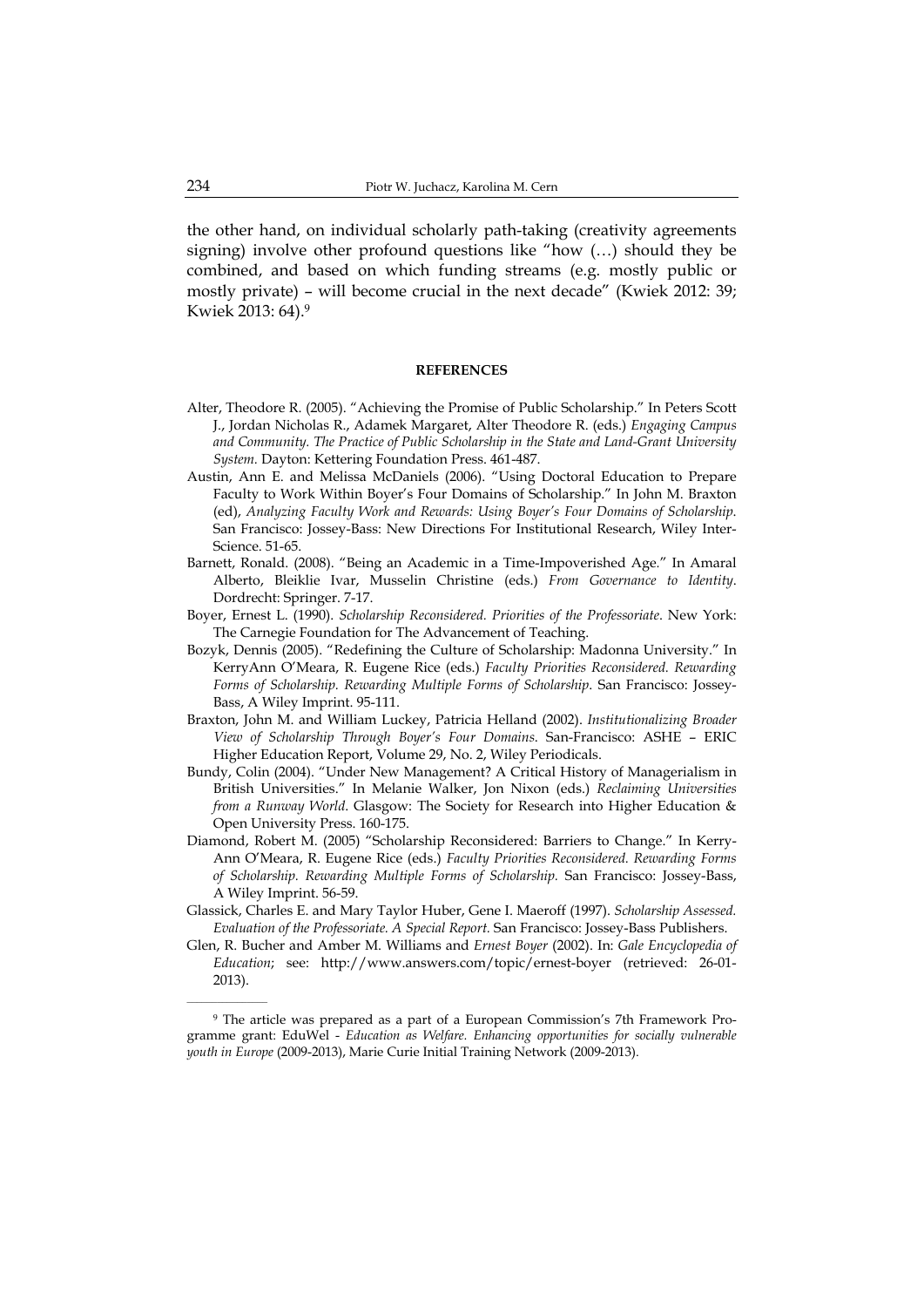the other hand, on individual scholarly path-taking (creativity agreements signing) involve other profound questions like "how (…) should they be combined, and based on which funding streams (e.g. mostly public or mostly private) – will become crucial in the next decade" (Kwiek 2012: 39; Kwiek 2013: 64).[9]

## REFERENCES

Alter, Theodore R. (2005). "Achieving the Promise of Public Scholarship." In Peters Scott J., Jordan Nicholas R., Adamek Margaret, Alter Theodore R. (eds.) *Engaging Campus and Community. The Practice of Public Scholarship in the State and Land-Grant University System.* Dayton: Kettering Foundation Press. 461-487.

Austin, Ann E. and Melissa McDaniels (2006). "Using Doctoral Education to Prepare Faculty to Work Within Boyer's Four Domains of Scholarship." In John M. Braxton (ed), *Analyzing Faculty Work and Rewards: Using Boyer's Four Domains of Scholarship.* San Francisco: Jossey-Bass: New Directions For Institutional Research, Wiley Inter-Science. 51-65.

Barnett, Ronald. (2008). "Being an Academic in a Time-Impoverished Age." In Amaral Alberto, Bleiklie Ivar, Musselin Christine (eds.) *From Governance to Identity*. Dordrecht: Springer. 7-17.

Boyer, Ernest L. (1990). *Scholarship Reconsidered. Priorities of the Professoriate*. New York: The Carnegie Foundation for The Advancement of Teaching.

Bozyk, Dennis (2005). "Redefining the Culture of Scholarship: Madonna University." In KerryAnn O'Meara, R. Eugene Rice (eds.) *Faculty Priorities Reconsidered. Rewarding Forms of Scholarship. Rewarding Multiple Forms of Scholarship*. San Francisco: Jossey-Bass, A Wiley Imprint. 95-111.

Braxton, John M. and William Luckey, Patricia Helland (2002). *Institutionalizing Broader View of Scholarship Through Boyer's Four Domains*. San-Francisco: ASHE – ERIC Higher Education Report, Volume 29, No. 2, Wiley Periodicals.

Bundy, Colin (2004). "Under New Management? A Critical History of Managerialism in British Universities." In Melanie Walker, Jon Nixon (eds.) *Reclaiming Universities from a Runway World*. Glasgow: The Society for Research into Higher Education & Open University Press. 160-175.

Diamond, Robert M. (2005) "Scholarship Reconsidered: Barriers to Change." In Kerry-Ann O'Meara, R. Eugene Rice (eds.) *Faculty Priorities Reconsidered. Rewarding Forms of Scholarship. Rewarding Multiple Forms of Scholarship.* San Francisco: Jossey-Bass, A Wiley Imprint. 56-59.

Glassick, Charles E. and Mary Taylor Huber, Gene I. Maeroff (1997). *Scholarship Assessed. Evaluation of the Professoriate. A Special Report*. San Francisco: Jossey-Bass Publishers.

Glen, R. Bucher and Amber M. Williams and *Ernest Boyer* (2002). In: *Gale Encyclopedia of Education*; see: http://www.answers.com/topic/ernest-boyer (retrieved: 26-01-2013).

---

[9] The article was prepared as a part of a European Commission's 7th Framework Programme grant: EduWel - *Education as Welfare. Enhancing opportunities for socially vulnerable youth in Europe* (2009-2013), Marie Curie Initial Training Network (2009-2013).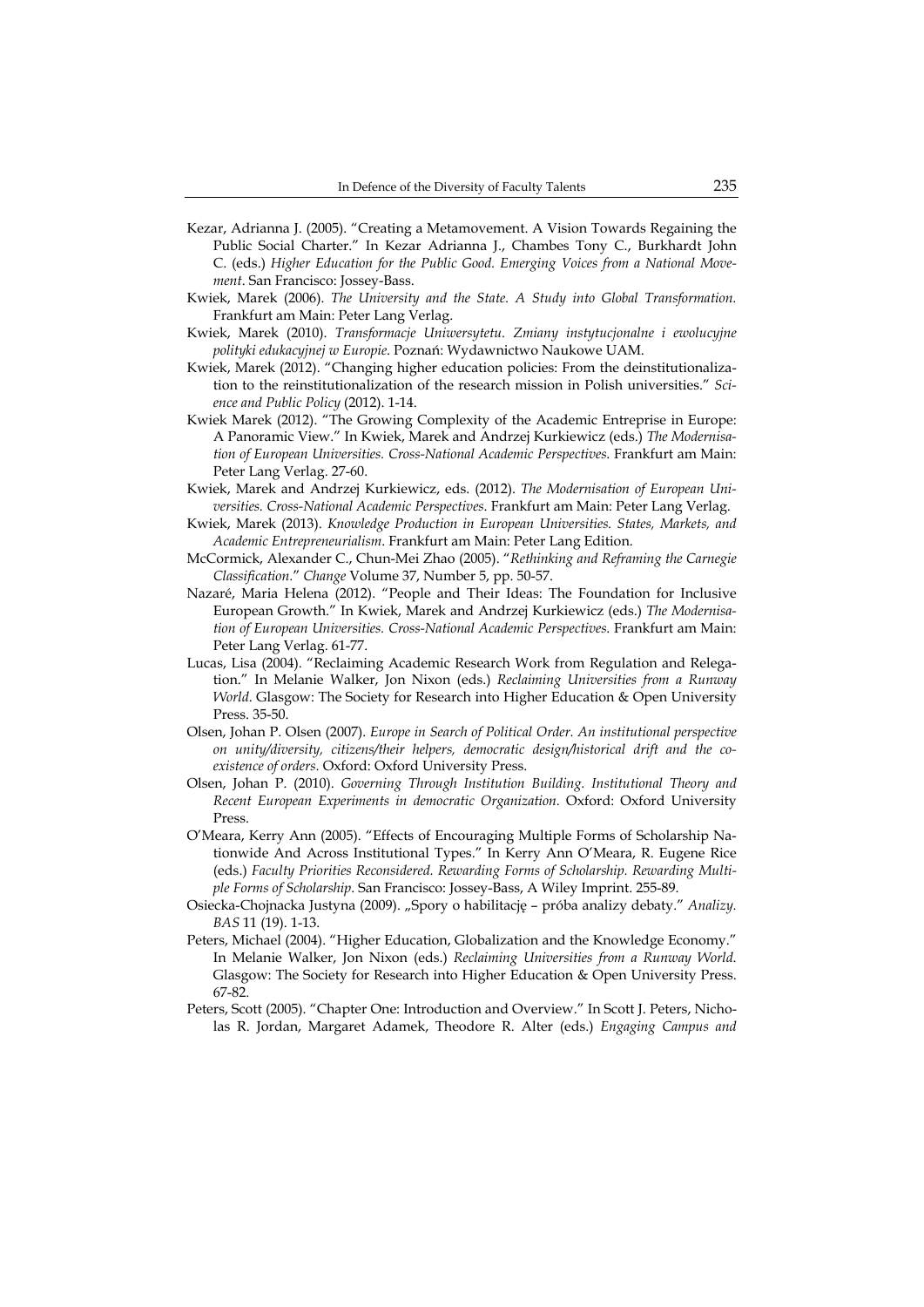Kezar, Adrianna J. (2005). "Creating a Metamovement. A Vision Towards Regaining the Public Social Charter." In Kezar Adrianna J., Chambes Tony C., Burkhardt John C. (eds.) *Higher Education for the Public Good. Emerging Voices from a National Movement*. San Francisco: Jossey-Bass.

Kwiek, Marek (2006). *The University and the State. A Study into Global Transformation.* Frankfurt am Main: Peter Lang Verlag.

Kwiek, Marek (2010). *Transformacje Uniwersytetu. Zmiany instytucjonalne i ewolucyjne polityki edukacyjnej w Europie*. Poznań: Wydawnictwo Naukowe UAM.

Kwiek, Marek (2012). "Changing higher education policies: From the deinstitutionalization to the reinstitutionalization of the research mission in Polish universities." *Science and Public Policy* (2012). 1-14.

Kwiek Marek (2012). "The Growing Complexity of the Academic Entreprise in Europe: A Panoramic View." In Kwiek, Marek and Andrzej Kurkiewicz (eds.) *The Modernisation of European Universities. Cross-National Academic Perspectives*. Frankfurt am Main: Peter Lang Verlag. 27-60.

Kwiek, Marek and Andrzej Kurkiewicz, eds. (2012). *The Modernisation of European Universities. Cross-National Academic Perspectives*. Frankfurt am Main: Peter Lang Verlag.

Kwiek, Marek (2013). *Knowledge Production in European Universities. States, Markets, and Academic Entrepreneurialism*. Frankfurt am Main: Peter Lang Edition.

McCormick, Alexander C., Chun-Mei Zhao (2005). "*Rethinking and Reframing the Carnegie Classification*." *Change* Volume 37, Number 5, pp. 50-57.

Nazaré, Maria Helena (2012). "People and Their Ideas: The Foundation for Inclusive European Growth." In Kwiek, Marek and Andrzej Kurkiewicz (eds.) *The Modernisation of European Universities. Cross-National Academic Perspectives*. Frankfurt am Main: Peter Lang Verlag. 61-77.

Lucas, Lisa (2004). "Reclaiming Academic Research Work from Regulation and Relegation." In Melanie Walker, Jon Nixon (eds.) *Reclaiming Universities from a Runway World*. Glasgow: The Society for Research into Higher Education & Open University Press. 35-50.

Olsen, Johan P. Olsen (2007). *Europe in Search of Political Order. An institutional perspective on unity/diversity, citizens/their helpers, democratic design/historical drift and the co-existence of orders*. Oxford: Oxford University Press.

Olsen, Johan P. (2010). *Governing Through Institution Building. Institutional Theory and Recent European Experiments in democratic Organization*. Oxford: Oxford University Press.

O'Meara, Kerry Ann (2005). "Effects of Encouraging Multiple Forms of Scholarship Nationwide And Across Institutional Types." In Kerry Ann O'Meara, R. Eugene Rice (eds.) *Faculty Priorities Reconsidered. Rewarding Forms of Scholarship. Rewarding Multiple Forms of Scholarship*. San Francisco: Jossey-Bass, A Wiley Imprint. 255-89.

Osiecka-Chojnacka Justyna (2009). „Spory o habilitację – próba analizy debaty." *Analizy. BAS* 11 (19). 1-13.

Peters, Michael (2004). "Higher Education, Globalization and the Knowledge Economy." In Melanie Walker, Jon Nixon (eds.) *Reclaiming Universities from a Runway World*. Glasgow: The Society for Research into Higher Education & Open University Press. 67-82.

Peters, Scott (2005). "Chapter One: Introduction and Overview." In Scott J. Peters, Nicholas R. Jordan, Margaret Adamek, Theodore R. Alter (eds.) *Engaging Campus and*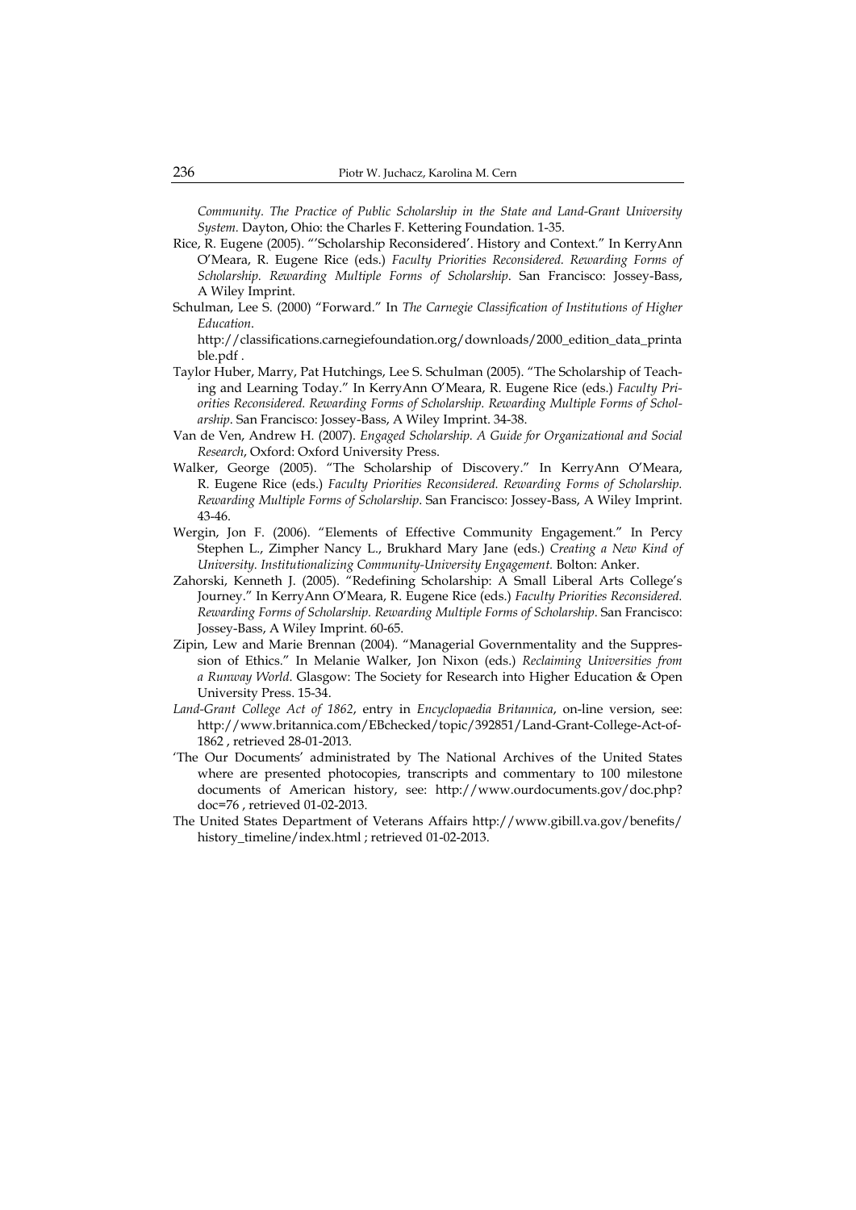*Community. The Practice of Public Scholarship in the State and Land-Grant University System.* Dayton, Ohio: the Charles F. Kettering Foundation. 1-35.

Rice, R. Eugene (2005). "'Scholarship Reconsidered'. History and Context." In KerryAnn O'Meara, R. Eugene Rice (eds.) *Faculty Priorities Reconsidered. Rewarding Forms of Scholarship. Rewarding Multiple Forms of Scholarship*. San Francisco: Jossey-Bass, A Wiley Imprint.

Schulman, Lee S. (2000) "Forward." In *The Carnegie Classification of Institutions of Higher Education*. http://classifications.carnegiefoundation.org/downloads/2000_edition_data_printable.pdf .

Taylor Huber, Marry, Pat Hutchings, Lee S. Schulman (2005). "The Scholarship of Teaching and Learning Today." In KerryAnn O'Meara, R. Eugene Rice (eds.) *Faculty Priorities Reconsidered. Rewarding Forms of Scholarship. Rewarding Multiple Forms of Scholarship*. San Francisco: Jossey-Bass, A Wiley Imprint. 34-38.

Van de Ven, Andrew H. (2007). *Engaged Scholarship. A Guide for Organizational and Social Research*, Oxford: Oxford University Press.

Walker, George (2005). "The Scholarship of Discovery." In KerryAnn O'Meara, R. Eugene Rice (eds.) *Faculty Priorities Reconsidered. Rewarding Forms of Scholarship. Rewarding Multiple Forms of Scholarship*. San Francisco: Jossey-Bass, A Wiley Imprint. 43-46.

Wergin, Jon F. (2006). "Elements of Effective Community Engagement." In Percy Stephen L., Zimpher Nancy L., Brukhard Mary Jane (eds.) *Creating a New Kind of University. Institutionalizing Community-University Engagement.* Bolton: Anker.

Zahorski, Kenneth J. (2005). "Redefining Scholarship: A Small Liberal Arts College's Journey." In KerryAnn O'Meara, R. Eugene Rice (eds.) *Faculty Priorities Reconsidered. Rewarding Forms of Scholarship. Rewarding Multiple Forms of Scholarship*. San Francisco: Jossey-Bass, A Wiley Imprint. 60-65.

Zipin, Lew and Marie Brennan (2004). "Managerial Governmentality and the Suppression of Ethics." In Melanie Walker, Jon Nixon (eds.) *Reclaiming Universities from a Runway World*. Glasgow: The Society for Research into Higher Education & Open University Press. 15-34.

*Land-Grant College Act of 1862*, entry in *Encyclopaedia Britannica*, on-line version, see: http://www.britannica.com/EBchecked/topic/392851/Land-Grant-College-Act-of-1862 , retrieved 28-01-2013.

'The Our Documents' administrated by The National Archives of the United States where are presented photocopies, transcripts and commentary to 100 milestone documents of American history, see: http://www.ourdocuments.gov/doc.php?doc=76 , retrieved 01-02-2013.

The United States Department of Veterans Affairs http://www.gibill.va.gov/benefits/history_timeline/index.html ; retrieved 01-02-2013.